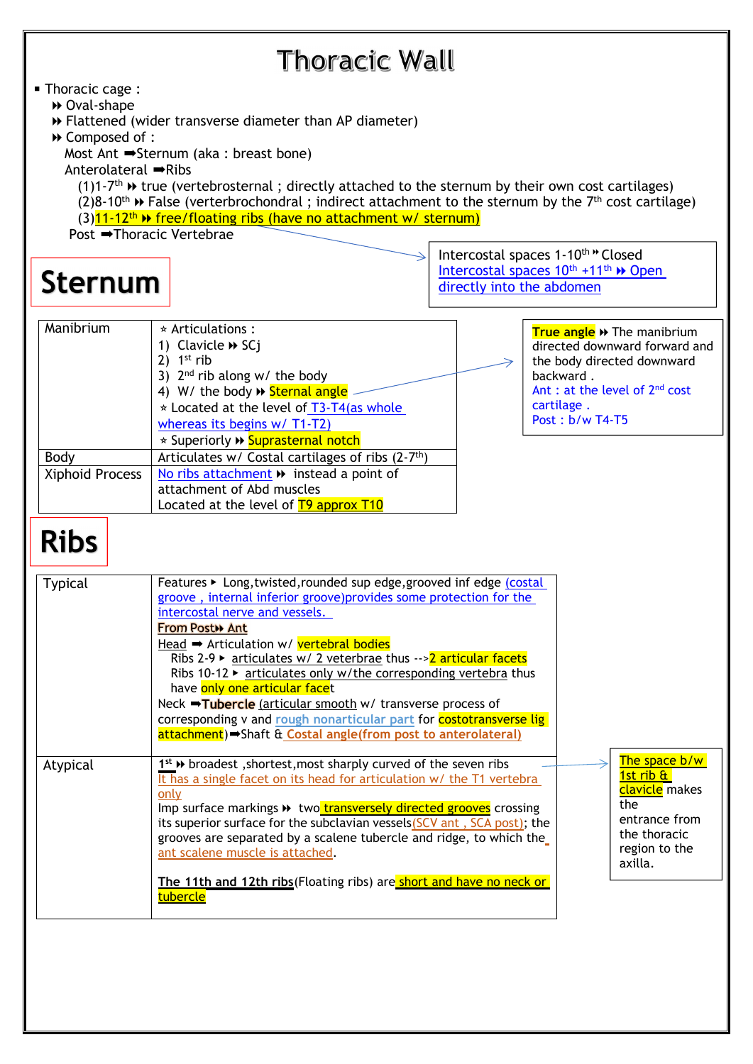# Thoracic Wall

- Thoracic cage :
  - ⏩ Oval-shape
  - ⏩ Flattened (wider transverse diameter than AP diameter)
  - ⏩ Composed of :

    Most Ant ➡Sternum (aka : breast bone)

    Anterolateral ➡Ribs

    (1)1-7th ⏩ true (vertebrosternal ; directly attached to the sternum by their own cost cartilages)

    (2)8-10th ⏩ False (verterbrochondral ; indirect attachment to the sternum by the 7th cost cartilage)

    (3)11-12th ⏩ free/floating ribs (have no attachment w/ sternum)

    Post ➡Thoracic Vertebrae

Intercostal spaces 1-10th ⏩ Closed
Intercostal spaces 10th +11th ⏩ Open directly into the abdomen

## Sternum

| | |
|---|---|
| Manibrium | ⭑ Articulations :<br>1) Clavicle ⏩ SCj<br>2) 1st rib<br>3) 2nd rib along w/ the body<br>4) W/ the body ⏩ Sternal angle<br>⭑ Located at the level of T3-T4(as whole whereas its begins w/ T1-T2)<br>⭑ Superiorly ⏩ Suprasternal notch |
| Body | Articulates w/ Costal cartilages of ribs (2-7th) |
| Xiphoid Process | No ribs attachment ⏩ instead a point of attachment of Abd muscles<br>Located at the level of T9 approx T10 |

**True angle** ⏩ The manibrium directed downward forward and the body directed downward backward .
Ant : at the level of 2nd cost cartilage .
Post : b/w T4-T5

## Ribs

| | |
|---|---|
| Typical | Features ▸ Long,twisted,rounded sup edge,grooved inf edge (costal groove , internal inferior groove)provides some protection for the intercostal nerve and vessels.<br>From Post⏩ Ant<br>Head ➡ Articulation w/ vertebral bodies<br>Ribs 2-9 ▸ articulates w/ 2 veterbrae thus -->2 articular facets<br>Ribs 10-12 ▸ articulates only w/the corresponding vertebra thus have only one articular facet<br>Neck ➡**Tubercle** (articular smooth w/ transverse process of corresponding v and rough nonarticular part for costotransverse lig attachment)➡Shaft & Costal angle(from post to anterolateral) |
| Atypical | 1st ⏩ broadest ,shortest,most sharply curved of the seven ribs<br>It has a single facet on its head for articulation w/ the T1 vertebra only<br>Imp surface markings ⏩ two transversely directed grooves crossing its superior surface for the subclavian vessels(SCV ant , SCA post); the grooves are separated by a scalene tubercle and ridge, to which the ant scalene muscle is attached.<br><br>**The 11th and 12th ribs**(Floating ribs) are short and have no neck or tubercle |

The space b/w 1st rib & clavicle makes the entrance from the thoracic region to the axilla.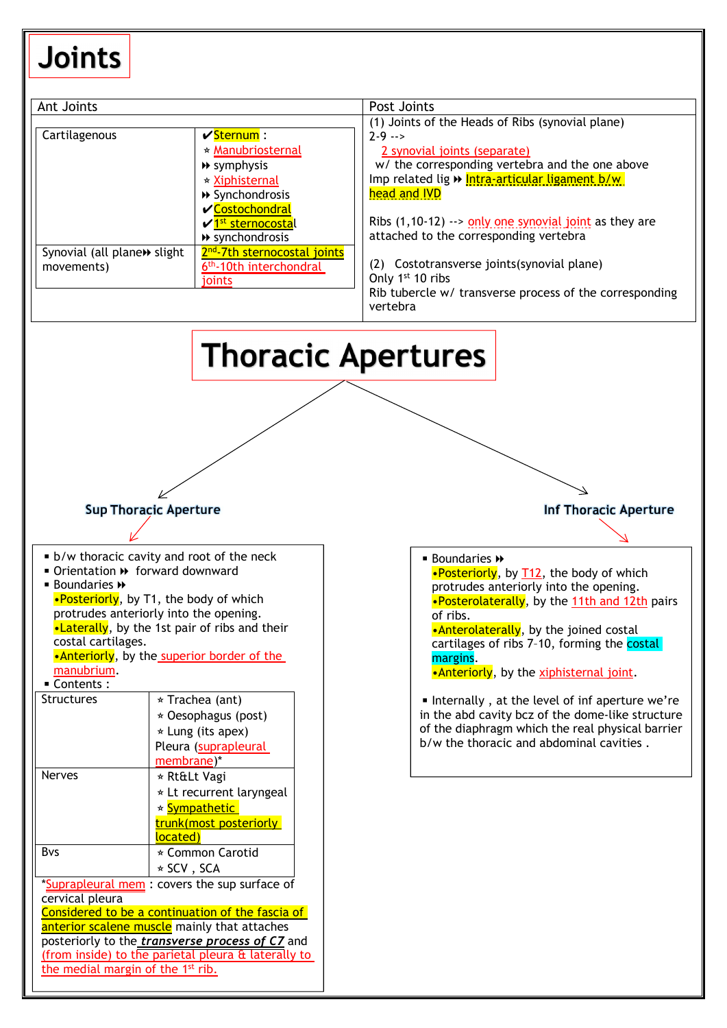# Joints

| Ant Joints | Post Joints |
|---|---|
| | (1) Joints of the Heads of Ribs (synovial plane) |

**Ant Joints**

| | |
|---|---|
| Cartilagenous | ✔Sternum :<br>⭑ Manubriosternal<br>⏩ symphysis<br>⭑ Xiphisternal<br>⏩ Synchondrosis<br>✔Costochondral<br>✔1st sternocostal<br>⏩ synchondrosis |
| Synovial (all plane⏩ slight movements) | 2nd-7th sternocostal joints<br>6th-10th interchondral joints |

**Post Joints**

(1) Joints of the Heads of Ribs (synovial plane)

2-9 -->
2 synovial joints (separate)
w/ the corresponding vertebra and the one above

Imp related lig ⏩ Intra-articular ligament b/w head and IVD

Ribs (1,10-12) --> only one synovial joint as they are attached to the corresponding vertebra

(2) Costotransverse joints(synovial plane)

Only 1st 10 ribs

Rib tubercle w/ transverse process of the corresponding vertebra

# Thoracic Apertures

## Sup Thoracic Aperture

- b/w thoracic cavity and root of the neck
- Orientation ⏩ forward downward
- Boundaries ⏩
  •Posteriorly, by T1, the body of which protrudes anteriorly into the opening.
  •Laterally, by the 1st pair of ribs and their costal cartilages.
  •Anteriorly, by the superior border of the manubrium.
- Contents :

| | |
|---|---|
| Structures | ⭑ Trachea (ant)<br>⭑ Oesophagus (post)<br>⭑ Lung (its apex)<br>Pleura (suprapleural membrane)* |
| Nerves | ⭑ Rt&Lt Vagi<br>⭑ Lt recurrent laryngeal<br>⭑ Sympathetic trunk(most posteriorly located) |
| Bvs | ⭑ Common Carotid<br>⭑ SCV , SCA |

*Suprapleural mem : covers the sup surface of cervical pleura
Considered to be a continuation of the fascia of anterior scalene muscle mainly that attaches posteriorly to the ***transverse process of C7*** and (from inside) to the parietal pleura & laterally to the medial margin of the 1st rib.

## Inf Thoracic Aperture

- Boundaries ⏩
  •Posteriorly, by T12, the body of which protrudes anteriorly into the opening.
  •Posterolaterally, by the 11th and 12th pairs of ribs.
  •Anterolaterally, by the joined costal cartilages of ribs 7–10, forming the costal margins.
  •Anteriorly, by the xiphisternal joint.

- Internally , at the level of inf aperture we're in the abd cavity bcz of the dome-like structure of the diaphragm which the real physical barrier b/w the thoracic and abdominal cavities .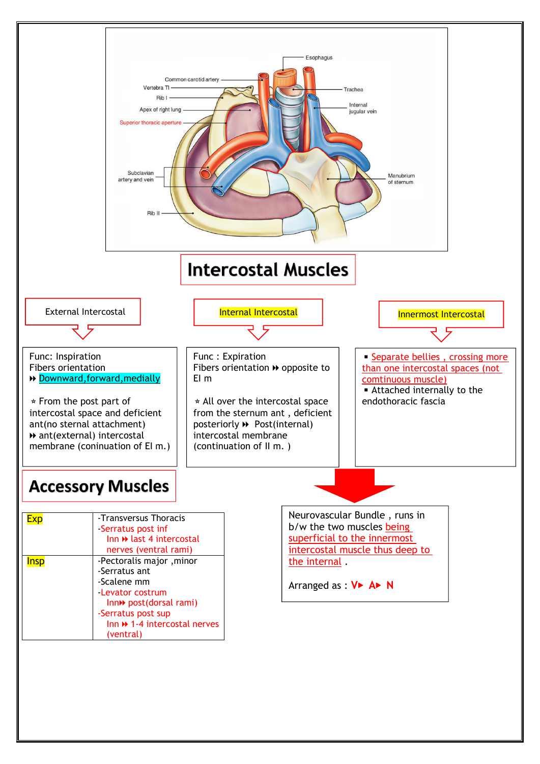# Intercostal Muscles

### External Intercostal

Func: Inspiration
Fibers orientation
⏩ Downward,forward,medially

⋆ From the post part of intercostal space and deficient ant(no sternal attachment) ⏩ ant(external) intercostal membrane (coninuation of EI m.)

### Internal Intercostal

Func : Expiration
Fibers orientation ⏩ opposite to EI m

⋆ All over the intercostal space from the sternum ant , deficient posteriorly ⏩ Post(internal) intercostal membrane (continuation of II m. )

### Innermost Intercostal

- Separate bellies , crossing more than one intercostal spaces (not comtinuous muscle)
- Attached internally to the endothoracic fascia

Neurovascular Bundle , runs in b/w the two muscles being superficial to the innermost intercostal muscle thus deep to the internal .

Arranged as : V▸ A▸ N

# Accessory Muscles

| | |
|---|---|
| Exp | -Transversus Thoracis<br>-Serratus post inf<br>Inn ⏩ last 4 intercostal nerves (ventral rami) |
| Insp | -Pectoralis major ,minor<br>-Serratus ant<br>-Scalene mm<br>-Levator costrum<br>Inn⏩ post(dorsal rami)<br>-Serratus post sup<br>Inn ⏩ 1-4 intercostal nerves (ventral) |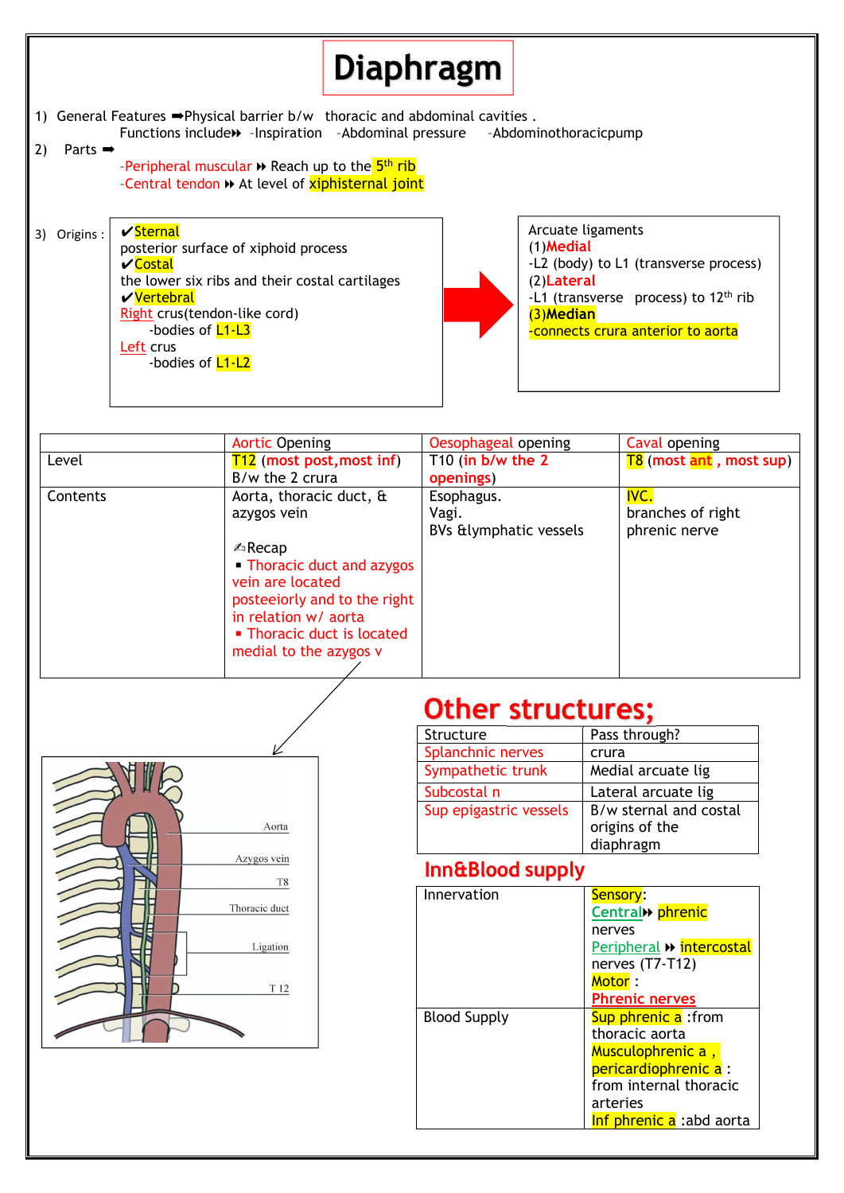# Diaphragm

1) General Features ➡Physical barrier b/w thoracic and abdominal cavities .
   Functions include⏩ -Inspiration -Abdominal pressure -Abdominothoracicpump

2) Parts ➡
   - -Peripheral muscular ⏩ Reach up to the 5th rib
   - -Central tendon ⏩ At level of xiphisternal joint

3) Origins :

✔Sternal
posterior surface of xiphoid process
✔Costal
the lower six ribs and their costal cartilages
✔Vertebral
Right crus(tendon-like cord)
-bodies of L1-L3
Left crus
-bodies of L1-L2

Arcuate ligaments
(1)Medial
-L2 (body) to L1 (transverse process)
(2)Lateral
-L1 (transverse process) to 12th rib
(3)Median
-connects crura anterior to aorta

| | Aortic Opening | Oesophageal opening | Caval opening |
|---|---|---|---|
| Level | T12 (most post,most inf) B/w the 2 crura | T10 (in b/w the 2 openings) | T8 (most ant , most sup) |
| Contents | Aorta, thoracic duct, & azygos vein<br><br>✍Recap<br>▪ Thoracic duct and azygos vein are located posteiorly and to the right in relation w/ aorta<br>▪ Thoracic duct is located medial to the azygos v | Esophagus.<br>Vagi.<br>BVs &lymphatic vessels | IVC.<br>branches of right phrenic nerve |

## Other structures;

| Structure | Pass through? |
|---|---|
| Splanchnic nerves | crura |
| Sympathetic trunk | Medial arcuate lig |
| Subcostal n | Lateral arcuate lig |
| Sup epigastric vessels | B/w sternal and costal origins of the diaphragm |

## Inn&Blood supply

| | |
|---|---|
| Innervation | Sensory:<br>Central⏩ phrenic nerves<br>Peripheral ⏩ intercostal nerves (T7-T12)<br>Motor :<br>Phrenic nerves |
| Blood Supply | Sup phrenic a :from thoracic aorta<br>Musculophrenic a , pericardiophrenic a : from internal thoracic arteries<br>Inf phrenic a :abd aorta |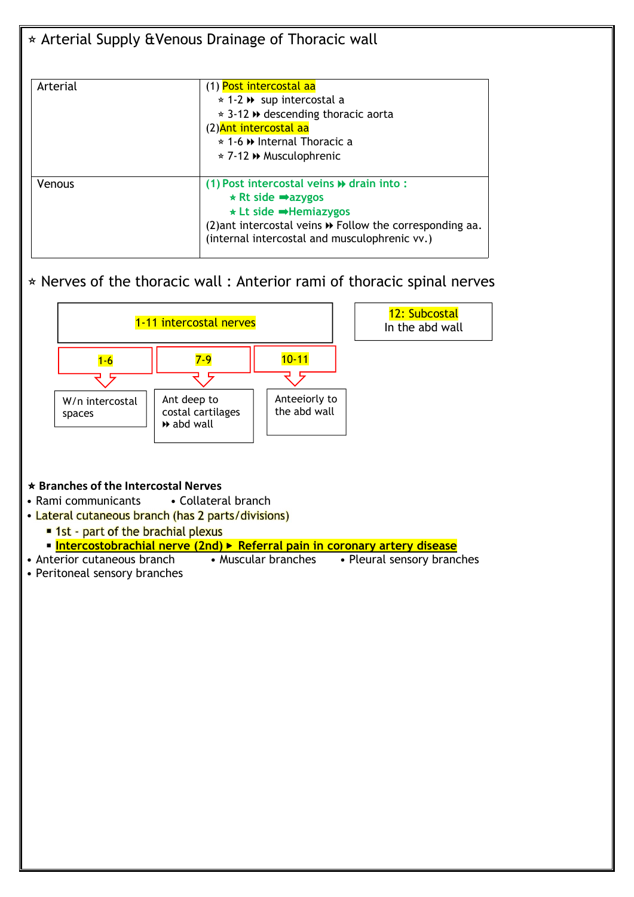## ⋆ Arterial Supply &Venous Drainage of Thoracic wall

| | |
|---|---|
| Arterial | (1) Post intercostal aa<br>⋆ 1-2 ⏩ sup intercostal a<br>⋆ 3-12 ⏩ descending thoracic aorta<br>(2)Ant intercostal aa<br>⋆ 1-6 ⏩ Internal Thoracic a<br>⋆ 7-12 ⏩ Musculophrenic |
| Venous | (1) Post intercostal veins ⏩ drain into :<br>⋆ Rt side ➡azygos<br>⋆ Lt side ➡Hemiazygos<br>(2)ant intercostal veins ⏩ Follow the corresponding aa. (internal intercostal and musculophrenic vv.) |

## ⋆ Nerves of the thoracic wall : Anterior rami of thoracic spinal nerves

1-11 intercostal nerves

- 1-6 → W/n intercostal spaces
- 7-9 → Ant deep to costal cartilages ⏩ abd wall
- 10-11 → Anteeiorly to the abd wall

12: Subcostal
In the abd wall

**⋆ Branches of the Intercostal Nerves**

- Rami communicants
- Collateral branch
- Lateral cutaneous branch (has 2 parts/divisions)
  - 1st - part of the brachial plexus
  - **Intercostobrachial nerve (2nd) ▸ Referral pain in coronary artery disease**
- Anterior cutaneous branch
- Muscular branches
- Pleural sensory branches
- Peritoneal sensory branches